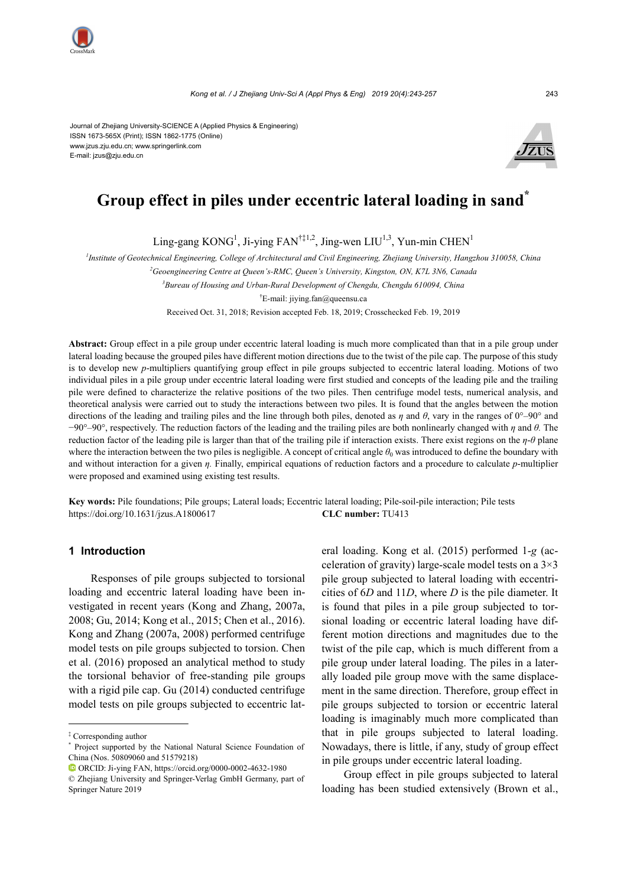Journal of Zhejiang University-SCIENCE A (Applied Physics & Engineering)
ISSN 1673-565X (Print); ISSN 1862-1775 (Online)
www.jzus.zju.edu.cn; www.springerlink.com
E-mail: jzus@zju.edu.cn

# Group effect in piles under eccentric lateral loading in sand[*]

Ling-gang KONG[1], Ji-ying FAN[†‡1,2], Jing-wen LIU[1,3], Yun-min CHEN[1]

[1]*Institute of Geotechnical Engineering, College of Architectural and Civil Engineering, Zhejiang University, Hangzhou 310058, China*

[2]*Geoengineering Centre at Queen's-RMC, Queen's University, Kingston, ON, K7L 3N6, Canada*

[3]*Bureau of Housing and Urban-Rural Development of Chengdu, Chengdu 610094, China*

[†]E-mail: jiying.fan@queensu.ca

Received Oct. 31, 2018; Revision accepted Feb. 18, 2019; Crosschecked Feb. 19, 2019

**Abstract:** Group effect in a pile group under eccentric lateral loading is much more complicated than that in a pile group under lateral loading because the grouped piles have different motion directions due to the twist of the pile cap. The purpose of this study is to develop new *p*-multipliers quantifying group effect in pile groups subjected to eccentric lateral loading. Motions of two individual piles in a pile group under eccentric lateral loading were first studied and concepts of the leading pile and the trailing pile were defined to characterize the relative positions of the two piles. Then centrifuge model tests, numerical analysis, and theoretical analysis were carried out to study the interactions between two piles. It is found that the angles between the motion directions of the leading and trailing piles and the line through both piles, denoted as $\eta$ and $\theta$, vary in the ranges of 0°–90° and −90°–90°, respectively. The reduction factors of the leading and the trailing piles are both nonlinearly changed with $\eta$ and $\theta$. The reduction factor of the leading pile is larger than that of the trailing pile if interaction exists. There exist regions on the $\eta$-$\theta$ plane where the interaction between the two piles is negligible. A concept of critical angle $\theta_0$ was introduced to define the boundary with and without interaction for a given $\eta$. Finally, empirical equations of reduction factors and a procedure to calculate *p*-multiplier were proposed and examined using existing test results.

**Key words:** Pile foundations; Pile groups; Lateral loads; Eccentric lateral loading; Pile-soil-pile interaction; Pile tests
https://doi.org/10.1631/jzus.A1800617 **CLC number:** TU413

## 1 Introduction

Responses of pile groups subjected to torsional loading and eccentric lateral loading have been investigated in recent years (Kong and Zhang, 2007a, 2008; Gu, 2014; Kong et al., 2015; Chen et al., 2016). Kong and Zhang (2007a, 2008) performed centrifuge model tests on pile groups subjected to torsion. Chen et al. (2016) proposed an analytical method to study the torsional behavior of free-standing pile groups with a rigid pile cap. Gu (2014) conducted centrifuge model tests on pile groups subjected to eccentric lateral loading. Kong et al. (2015) performed 1-*g* (acceleration of gravity) large-scale model tests on a 3×3 pile group subjected to lateral loading with eccentricities of 6*D* and 11*D*, where *D* is the pile diameter. It is found that piles in a pile group subjected to torsional loading or eccentric lateral loading have different motion directions and magnitudes due to the twist of the pile cap, which is much different from a pile group under lateral loading. The piles in a laterally loaded pile group move with the same displacement in the same direction. Therefore, group effect in pile groups subjected to torsion or eccentric lateral loading is imaginably much more complicated than that in pile groups subjected to lateral loading. Nowadays, there is little, if any, study of group effect in pile groups under eccentric lateral loading.

Group effect in pile groups subjected to lateral loading has been studied extensively (Brown et al.,

---

[‡] Corresponding author

[*] Project supported by the National Natural Science Foundation of China (Nos. 50809060 and 51579218)

ORCID: Ji-ying FAN, https://orcid.org/0000-0002-4632-1980

© Zhejiang University and Springer-Verlag GmbH Germany, part of Springer Nature 2019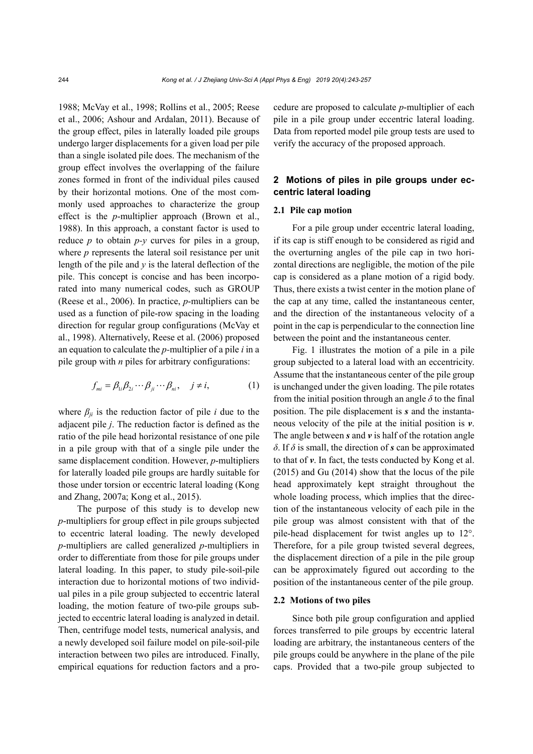1988; McVay et al., 1998; Rollins et al., 2005; Reese et al., 2006; Ashour and Ardalan, 2011). Because of the group effect, piles in laterally loaded pile groups undergo larger displacements for a given load per pile than a single isolated pile does. The mechanism of the group effect involves the overlapping of the failure zones formed in front of the individual piles caused by their horizontal motions. One of the most commonly used approaches to characterize the group effect is the *p*-multiplier approach (Brown et al., 1988). In this approach, a constant factor is used to reduce *p* to obtain *p*-*y* curves for piles in a group, where *p* represents the lateral soil resistance per unit length of the pile and *y* is the lateral deflection of the pile. This concept is concise and has been incorporated into many numerical codes, such as GROUP (Reese et al., 2006). In practice, *p*-multipliers can be used as a function of pile-row spacing in the loading direction for regular group configurations (McVay et al., 1998). Alternatively, Reese et al. (2006) proposed an equation to calculate the *p*-multiplier of a pile *i* in a pile group with *n* piles for arbitrary configurations:

$$f_{mi} = \beta_{1i}\beta_{2i}\cdots\beta_{ji}\cdots\beta_{ni}, \quad j \neq i, \tag{1}$$

where $\beta_{ji}$ is the reduction factor of pile *i* due to the adjacent pile *j*. The reduction factor is defined as the ratio of the pile head horizontal resistance of one pile in a pile group with that of a single pile under the same displacement condition. However, *p*-multipliers for laterally loaded pile groups are hardly suitable for those under torsion or eccentric lateral loading (Kong and Zhang, 2007a; Kong et al., 2015).

The purpose of this study is to develop new *p*-multipliers for group effect in pile groups subjected to eccentric lateral loading. The newly developed *p*-multipliers are called generalized *p*-multipliers in order to differentiate from those for pile groups under lateral loading. In this paper, to study pile-soil-pile interaction due to horizontal motions of two individual piles in a pile group subjected to eccentric lateral loading, the motion feature of two-pile groups subjected to eccentric lateral loading is analyzed in detail. Then, centrifuge model tests, numerical analysis, and a newly developed soil failure model on pile-soil-pile interaction between two piles are introduced. Finally, empirical equations for reduction factors and a procedure are proposed to calculate *p*-multiplier of each pile in a pile group under eccentric lateral loading. Data from reported model pile group tests are used to verify the accuracy of the proposed approach.

## 2 Motions of piles in pile groups under eccentric lateral loading

### 2.1 Pile cap motion

For a pile group under eccentric lateral loading, if its cap is stiff enough to be considered as rigid and the overturning angles of the pile cap in two horizontal directions are negligible, the motion of the pile cap is considered as a plane motion of a rigid body. Thus, there exists a twist center in the motion plane of the cap at any time, called the instantaneous center, and the direction of the instantaneous velocity of a point in the cap is perpendicular to the connection line between the point and the instantaneous center.

Fig. 1 illustrates the motion of a pile in a pile group subjected to a lateral load with an eccentricity. Assume that the instantaneous center of the pile group is unchanged under the given loading. The pile rotates from the initial position through an angle $\delta$ to the final position. The pile displacement is $\boldsymbol{s}$ and the instantaneous velocity of the pile at the initial position is $\boldsymbol{v}$. The angle between $\boldsymbol{s}$ and $\boldsymbol{v}$ is half of the rotation angle $\delta$. If $\delta$ is small, the direction of $\boldsymbol{s}$ can be approximated to that of $\boldsymbol{v}$. In fact, the tests conducted by Kong et al. (2015) and Gu (2014) show that the locus of the pile head approximately kept straight throughout the whole loading process, which implies that the direction of the instantaneous velocity of each pile in the pile group was almost consistent with that of the pile-head displacement for twist angles up to 12°. Therefore, for a pile group twisted several degrees, the displacement direction of a pile in the pile group can be approximately figured out according to the position of the instantaneous center of the pile group.

### 2.2 Motions of two piles

Since both pile group configuration and applied forces transferred to pile groups by eccentric lateral loading are arbitrary, the instantaneous centers of the pile groups could be anywhere in the plane of the pile caps. Provided that a two-pile group subjected to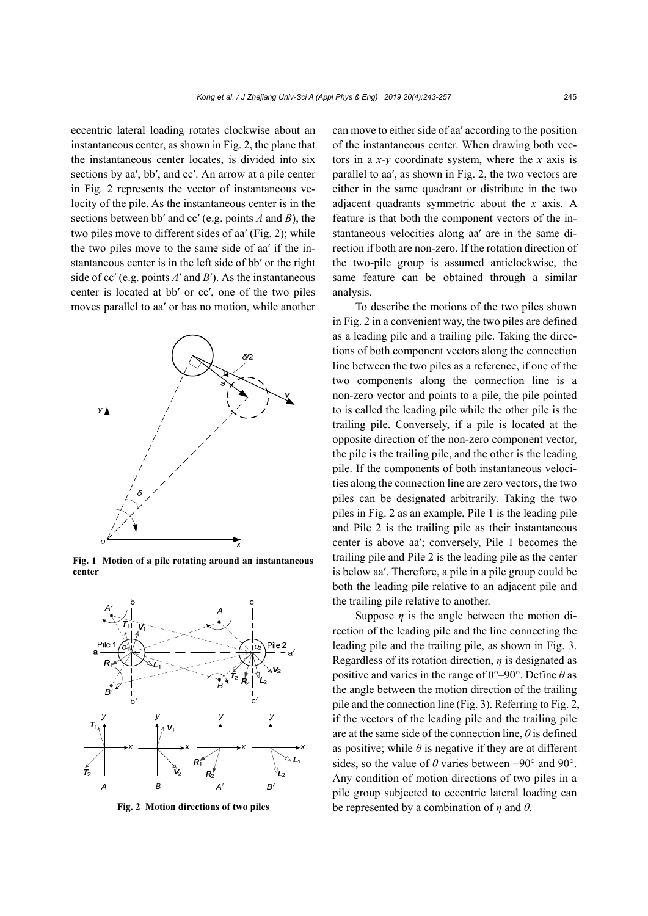eccentric lateral loading rotates clockwise about an instantaneous center, as shown in Fig. 2, the plane that the instantaneous center locates, is divided into six sections by aa′, bb′, and cc′. An arrow at a pile center in Fig. 2 represents the vector of instantaneous velocity of the pile. As the instantaneous center is in the sections between bb′ and cc′ (e.g. points $A$ and $B$), the two piles move to different sides of aa′ (Fig. 2); while the two piles move to the same side of aa′ if the instantaneous center is in the left side of bb′ or the right side of cc′ (e.g. points $A'$ and $B'$). As the instantaneous center is located at bb′ or cc′, one of the two piles moves parallel to aa′ or has no motion, while another

**Fig. 1 Motion of a pile rotating around an instantaneous center**

**Fig. 2 Motion directions of two piles**

can move to either side of aa′ according to the position of the instantaneous center. When drawing both vectors in a $x$-$y$ coordinate system, where the $x$ axis is parallel to aa′, as shown in Fig. 2, the two vectors are either in the same quadrant or distribute in the two adjacent quadrants symmetric about the $x$ axis. A feature is that both the component vectors of the instantaneous velocities along aa′ are in the same direction if both are non-zero. If the rotation direction of the two-pile group is assumed anticlockwise, the same feature can be obtained through a similar analysis.

To describe the motions of the two piles shown in Fig. 2 in a convenient way, the two piles are defined as a leading pile and a trailing pile. Taking the directions of both component vectors along the connection line between the two piles as a reference, if one of the two components along the connection line is a non-zero vector and points to a pile, the pile pointed to is called the leading pile while the other pile is the trailing pile. Conversely, if a pile is located at the opposite direction of the non-zero component vector, the pile is the trailing pile, and the other is the leading pile. If the components of both instantaneous velocities along the connection line are zero vectors, the two piles can be designated arbitrarily. Taking the two piles in Fig. 2 as an example, Pile 1 is the leading pile and Pile 2 is the trailing pile as their instantaneous center is above aa′; conversely, Pile 1 becomes the trailing pile and Pile 2 is the leading pile as the center is below aa′. Therefore, a pile in a pile group could be both the leading pile relative to an adjacent pile and the trailing pile relative to another.

Suppose $\eta$ is the angle between the motion direction of the leading pile and the line connecting the leading pile and the trailing pile, as shown in Fig. 3. Regardless of its rotation direction, $\eta$ is designated as positive and varies in the range of 0°–90°. Define $\theta$ as the angle between the motion direction of the trailing pile and the connection line (Fig. 3). Referring to Fig. 2, if the vectors of the leading pile and the trailing pile are at the same side of the connection line, $\theta$ is defined as positive; while $\theta$ is negative if they are at different sides, so the value of $\theta$ varies between −90° and 90°. Any condition of motion directions of two piles in a pile group subjected to eccentric lateral loading can be represented by a combination of $\eta$ and $\theta$.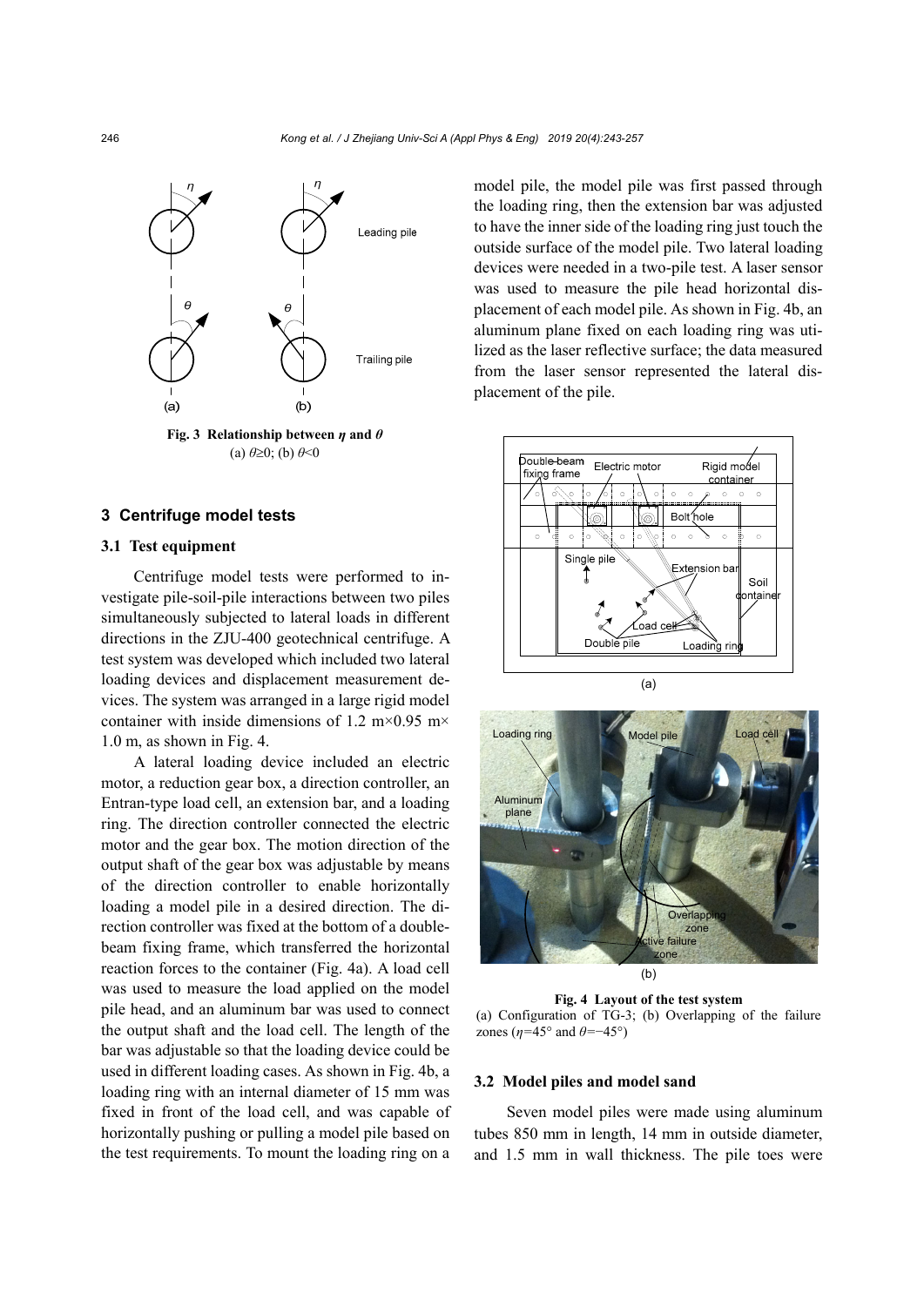Fig. 3  Relationship between $\eta$ and $\theta$
(a) $\theta \geq 0$; (b) $\theta < 0$

## 3 Centrifuge model tests

### 3.1 Test equipment

Centrifuge model tests were performed to investigate pile-soil-pile interactions between two piles simultaneously subjected to lateral loads in different directions in the ZJU-400 geotechnical centrifuge. A test system was developed which included two lateral loading devices and displacement measurement devices. The system was arranged in a large rigid model container with inside dimensions of 1.2 m×0.95 m×1.0 m, as shown in Fig. 4.

A lateral loading device included an electric motor, a reduction gear box, a direction controller, an Entran-type load cell, an extension bar, and a loading ring. The direction controller connected the electric motor and the gear box. The motion direction of the output shaft of the gear box was adjustable by means of the direction controller to enable horizontally loading a model pile in a desired direction. The direction controller was fixed at the bottom of a double-beam fixing frame, which transferred the horizontal reaction forces to the container (Fig. 4a). A load cell was used to measure the load applied on the model pile head, and an aluminum bar was used to connect the output shaft and the load cell. The length of the bar was adjustable so that the loading device could be used in different loading cases. As shown in Fig. 4b, a loading ring with an internal diameter of 15 mm was fixed in front of the load cell, and was capable of horizontally pushing or pulling a model pile based on the test requirements. To mount the loading ring on a model pile, the model pile was first passed through the loading ring, then the extension bar was adjusted to have the inner side of the loading ring just touch the outside surface of the model pile. Two lateral loading devices were needed in a two-pile test. A laser sensor was used to measure the pile head horizontal displacement of each model pile. As shown in Fig. 4b, an aluminum plane fixed on each loading ring was utilized as the laser reflective surface; the data measured from the laser sensor represented the lateral displacement of the pile.

Fig. 4  Layout of the test system
(a) Configuration of TG-3; (b) Overlapping of the failure zones ($\eta$=45° and $\theta$=−45°)

### 3.2 Model piles and model sand

Seven model piles were made using aluminum tubes 850 mm in length, 14 mm in outside diameter, and 1.5 mm in wall thickness. The pile toes were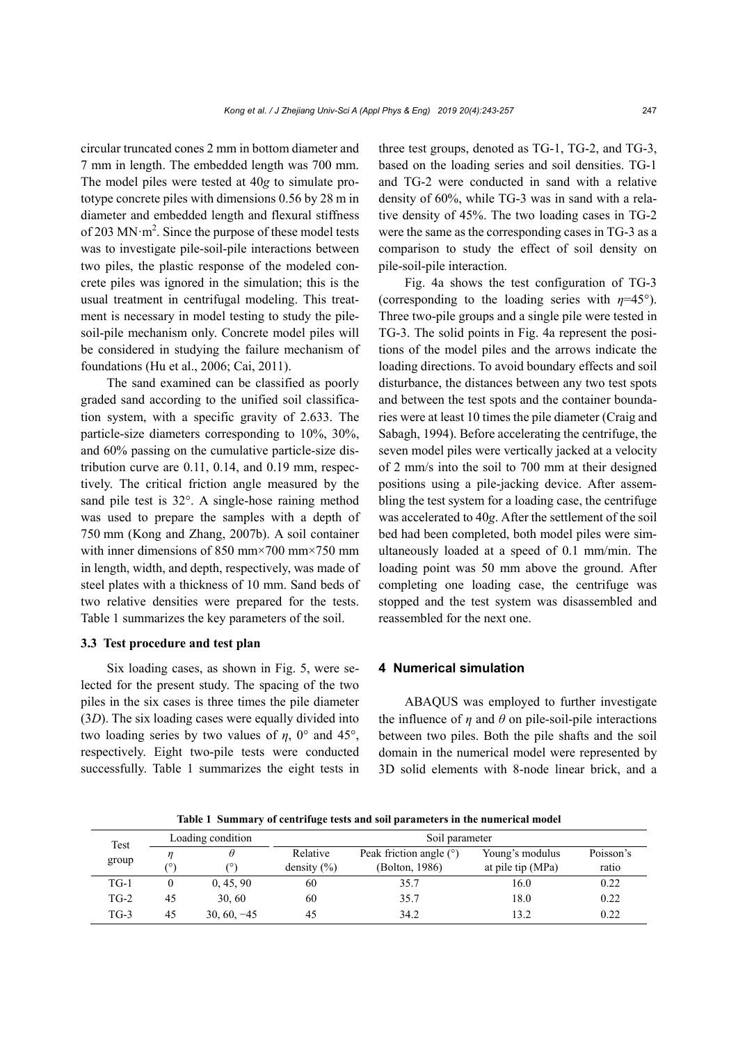circular truncated cones 2 mm in bottom diameter and 7 mm in length. The embedded length was 700 mm. The model piles were tested at 40*g* to simulate prototype concrete piles with dimensions 0.56 by 28 m in diameter and embedded length and flexural stiffness of 203 MN·m$^2$. Since the purpose of these model tests was to investigate pile-soil-pile interactions between two piles, the plastic response of the modeled concrete piles was ignored in the simulation; this is the usual treatment in centrifugal modeling. This treatment is necessary in model testing to study the pile-soil-pile mechanism only. Concrete model piles will be considered in studying the failure mechanism of foundations (Hu et al., 2006; Cai, 2011).

The sand examined can be classified as poorly graded sand according to the unified soil classification system, with a specific gravity of 2.633. The particle-size diameters corresponding to 10%, 30%, and 60% passing on the cumulative particle-size distribution curve are 0.11, 0.14, and 0.19 mm, respectively. The critical friction angle measured by the sand pile test is 32°. A single-hose raining method was used to prepare the samples with a depth of 750 mm (Kong and Zhang, 2007b). A soil container with inner dimensions of 850 mm×700 mm×750 mm in length, width, and depth, respectively, was made of steel plates with a thickness of 10 mm. Sand beds of two relative densities were prepared for the tests. Table 1 summarizes the key parameters of the soil.

### 3.3 Test procedure and test plan

Six loading cases, as shown in Fig. 5, were selected for the present study. The spacing of the two piles in the six cases is three times the pile diameter (3*D*). The six loading cases were equally divided into two loading series by two values of *η*, 0° and 45°, respectively. Eight two-pile tests were conducted successfully. Table 1 summarizes the eight tests in three test groups, denoted as TG-1, TG-2, and TG-3, based on the loading series and soil densities. TG-1 and TG-2 were conducted in sand with a relative density of 60%, while TG-3 was in sand with a relative density of 45%. The two loading cases in TG-2 were the same as the corresponding cases in TG-3 as a comparison to study the effect of soil density on pile-soil-pile interaction.

Fig. 4a shows the test configuration of TG-3 (corresponding to the loading series with *η*=45°). Three two-pile groups and a single pile were tested in TG-3. The solid points in Fig. 4a represent the positions of the model piles and the arrows indicate the loading directions. To avoid boundary effects and soil disturbance, the distances between any two test spots and between the test spots and the container boundaries were at least 10 times the pile diameter (Craig and Sabagh, 1994). Before accelerating the centrifuge, the seven model piles were vertically jacked at a velocity of 2 mm/s into the soil to 700 mm at their designed positions using a pile-jacking device. After assembling the test system for a loading case, the centrifuge was accelerated to 40*g*. After the settlement of the soil bed had been completed, both model piles were simultaneously loaded at a speed of 0.1 mm/min. The loading point was 50 mm above the ground. After completing one loading case, the centrifuge was stopped and the test system was disassembled and reassembled for the next one.

## 4 Numerical simulation

ABAQUS was employed to further investigate the influence of *η* and *θ* on pile-soil-pile interactions between two piles. Both the pile shafts and the soil domain in the numerical model were represented by 3D solid elements with 8-node linear brick, and a

**Table 1 Summary of centrifuge tests and soil parameters in the numerical model**

| Test group | Loading condition | | Soil parameter | | | |
|---|---|---|---|---|---|---|
| | *η* (°) | *θ* (°) | Relative density (%) | Peak friction angle (°) (Bolton, 1986) | Young's modulus at pile tip (MPa) | Poisson's ratio |
| TG-1 | 0 | 0, 45, 90 | 60 | 35.7 | 16.0 | 0.22 |
| TG-2 | 45 | 30, 60 | 60 | 35.7 | 18.0 | 0.22 |
| TG-3 | 45 | 30, 60, −45 | 45 | 34.2 | 13.2 | 0.22 |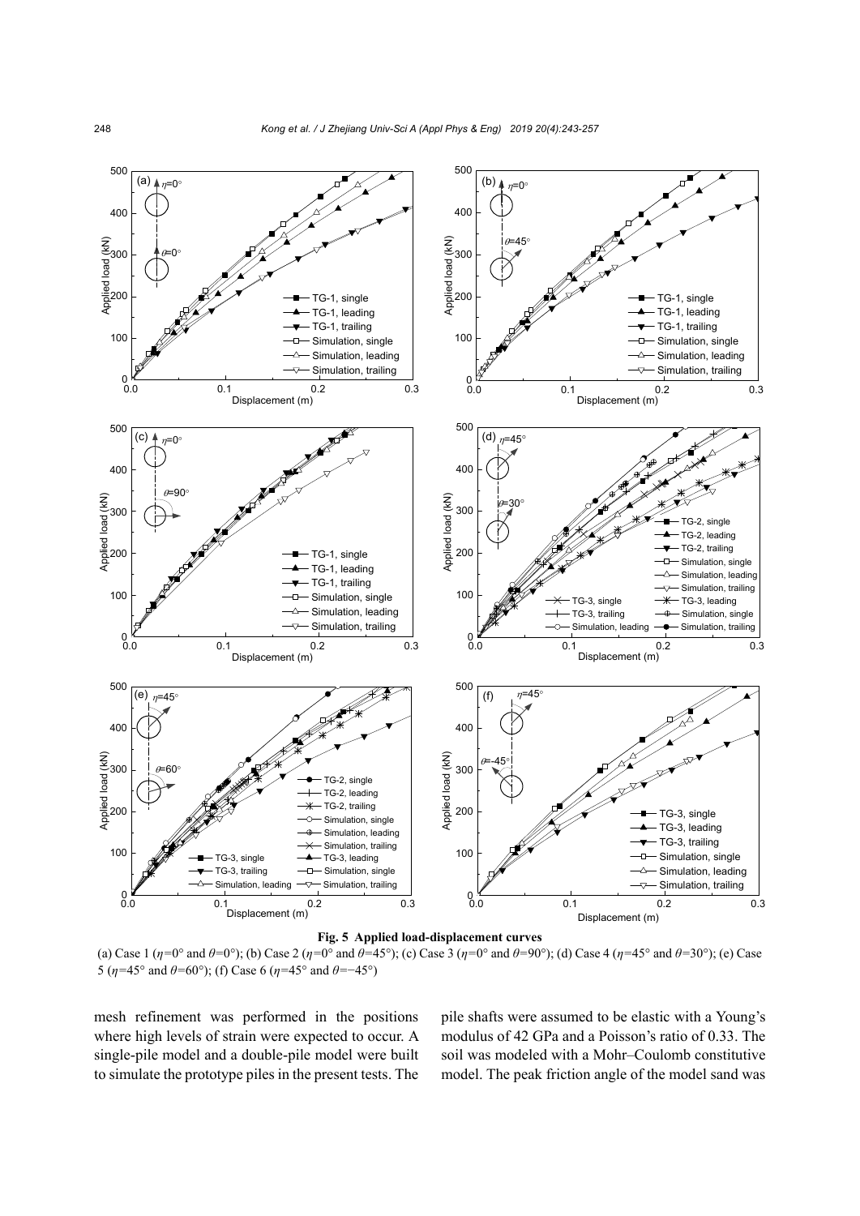**Fig. 5 Applied load-displacement curves**

(a) Case 1 ($\eta$=0° and $\theta$=0°); (b) Case 2 ($\eta$=0° and $\theta$=45°); (c) Case 3 ($\eta$=0° and $\theta$=90°); (d) Case 4 ($\eta$=45° and $\theta$=30°); (e) Case 5 ($\eta$=45° and $\theta$=60°); (f) Case 6 ($\eta$=45° and $\theta$=−45°)

mesh refinement was performed in the positions where high levels of strain were expected to occur. A single-pile model and a double-pile model were built to simulate the prototype piles in the present tests. The pile shafts were assumed to be elastic with a Young's modulus of 42 GPa and a Poisson's ratio of 0.33. The soil was modeled with a Mohr–Coulomb constitutive model. The peak friction angle of the model sand was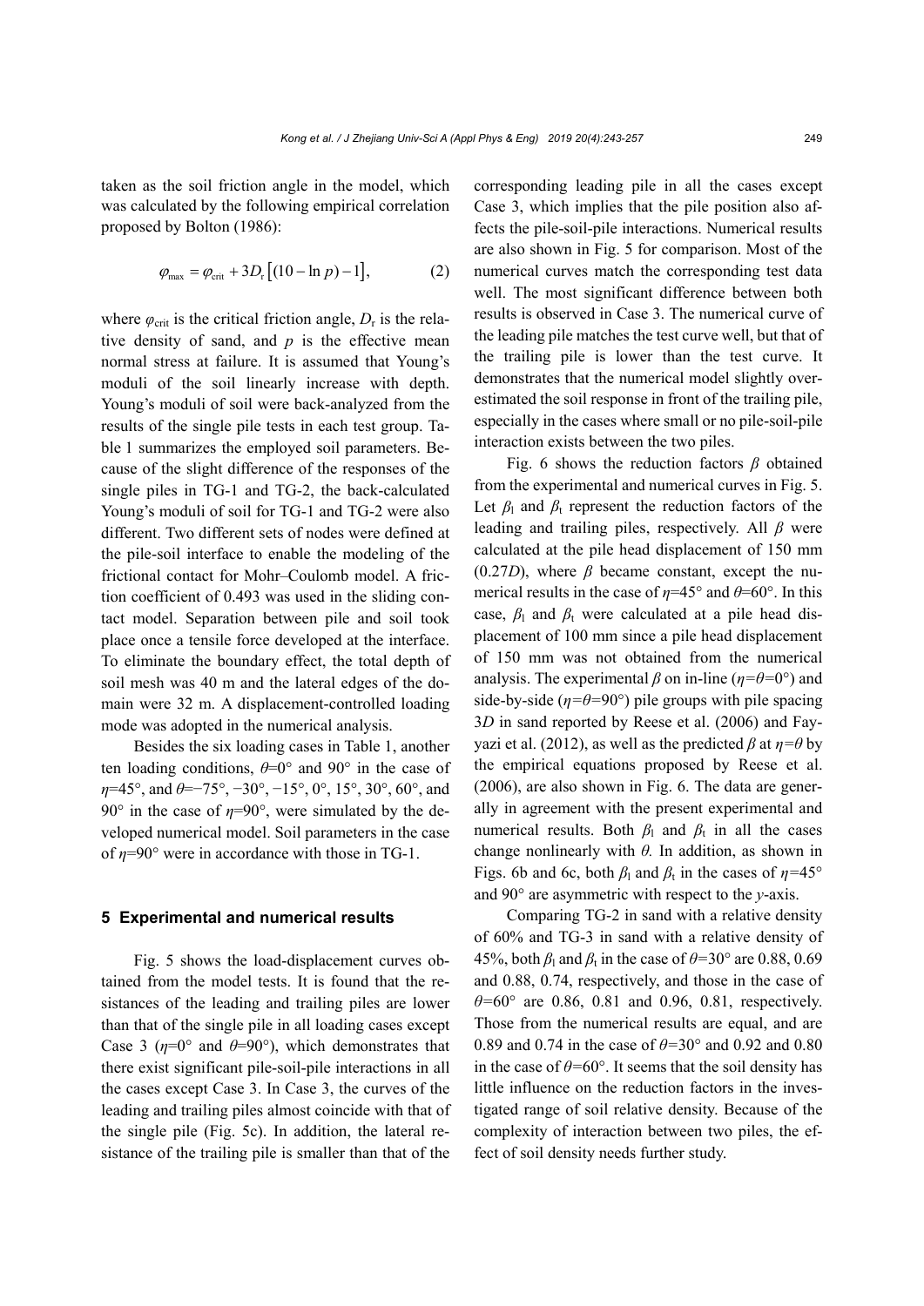taken as the soil friction angle in the model, which was calculated by the following empirical correlation proposed by Bolton (1986):

$$\varphi_{\max} = \varphi_{\text{crit}} + 3D_{\text{r}}\left[(10 - \ln p) - 1\right], \tag{2}$$

where $\varphi_{\text{crit}}$ is the critical friction angle, $D_{\text{r}}$ is the relative density of sand, and $p$ is the effective mean normal stress at failure. It is assumed that Young's moduli of the soil linearly increase with depth. Young's moduli of soil were back-analyzed from the results of the single pile tests in each test group. Table 1 summarizes the employed soil parameters. Because of the slight difference of the responses of the single piles in TG-1 and TG-2, the back-calculated Young's moduli of soil for TG-1 and TG-2 were also different. Two different sets of nodes were defined at the pile-soil interface to enable the modeling of the frictional contact for Mohr–Coulomb model. A friction coefficient of 0.493 was used in the sliding contact model. Separation between pile and soil took place once a tensile force developed at the interface. To eliminate the boundary effect, the total depth of soil mesh was 40 m and the lateral edges of the domain were 32 m. A displacement-controlled loading mode was adopted in the numerical analysis.

Besides the six loading cases in Table 1, another ten loading conditions, $\theta$=0° and 90° in the case of $\eta$=45°, and $\theta$=−75°, −30°, −15°, 0°, 15°, 30°, 60°, and 90° in the case of $\eta$=90°, were simulated by the developed numerical model. Soil parameters in the case of $\eta$=90° were in accordance with those in TG-1.

## 5 Experimental and numerical results

Fig. 5 shows the load-displacement curves obtained from the model tests. It is found that the resistances of the leading and trailing piles are lower than that of the single pile in all loading cases except Case 3 ($\eta$=0° and $\theta$=90°), which demonstrates that there exist significant pile-soil-pile interactions in all the cases except Case 3. In Case 3, the curves of the leading and trailing piles almost coincide with that of the single pile (Fig. 5c). In addition, the lateral resistance of the trailing pile is smaller than that of the corresponding leading pile in all the cases except Case 3, which implies that the pile position also affects the pile-soil-pile interactions. Numerical results are also shown in Fig. 5 for comparison. Most of the numerical curves match the corresponding test data well. The most significant difference between both results is observed in Case 3. The numerical curve of the leading pile matches the test curve well, but that of the trailing pile is lower than the test curve. It demonstrates that the numerical model slightly overestimated the soil response in front of the trailing pile, especially in the cases where small or no pile-soil-pile interaction exists between the two piles.

Fig. 6 shows the reduction factors $\beta$ obtained from the experimental and numerical curves in Fig. 5. Let $\beta_{\text{l}}$ and $\beta_{\text{t}}$ represent the reduction factors of the leading and trailing piles, respectively. All $\beta$ were calculated at the pile head displacement of 150 mm (0.27$D$), where $\beta$ became constant, except the numerical results in the case of $\eta$=45° and $\theta$=60°. In this case, $\beta_{\text{l}}$ and $\beta_{\text{t}}$ were calculated at a pile head displacement of 100 mm since a pile head displacement of 150 mm was not obtained from the numerical analysis. The experimental $\beta$ on in-line ($\eta$=$\theta$=0°) and side-by-side ($\eta$=$\theta$=90°) pile groups with pile spacing 3$D$ in sand reported by Reese et al. (2006) and Fayyazi et al. (2012), as well as the predicted $\beta$ at $\eta$=$\theta$ by the empirical equations proposed by Reese et al. (2006), are also shown in Fig. 6. The data are generally in agreement with the present experimental and numerical results. Both $\beta_{\text{l}}$ and $\beta_{\text{t}}$ in all the cases change nonlinearly with $\theta$. In addition, as shown in Figs. 6b and 6c, both $\beta_{\text{l}}$ and $\beta_{\text{t}}$ in the cases of $\eta$=45° and 90° are asymmetric with respect to the $y$-axis.

Comparing TG-2 in sand with a relative density of 60% and TG-3 in sand with a relative density of 45%, both $\beta_{\text{l}}$ and $\beta_{\text{t}}$ in the case of $\theta$=30° are 0.88, 0.69 and 0.88, 0.74, respectively, and those in the case of $\theta$=60° are 0.86, 0.81 and 0.96, 0.81, respectively. Those from the numerical results are equal, and are 0.89 and 0.74 in the case of $\theta$=30° and 0.92 and 0.80 in the case of $\theta$=60°. It seems that the soil density has little influence on the reduction factors in the investigated range of soil relative density. Because of the complexity of interaction between two piles, the effect of soil density needs further study.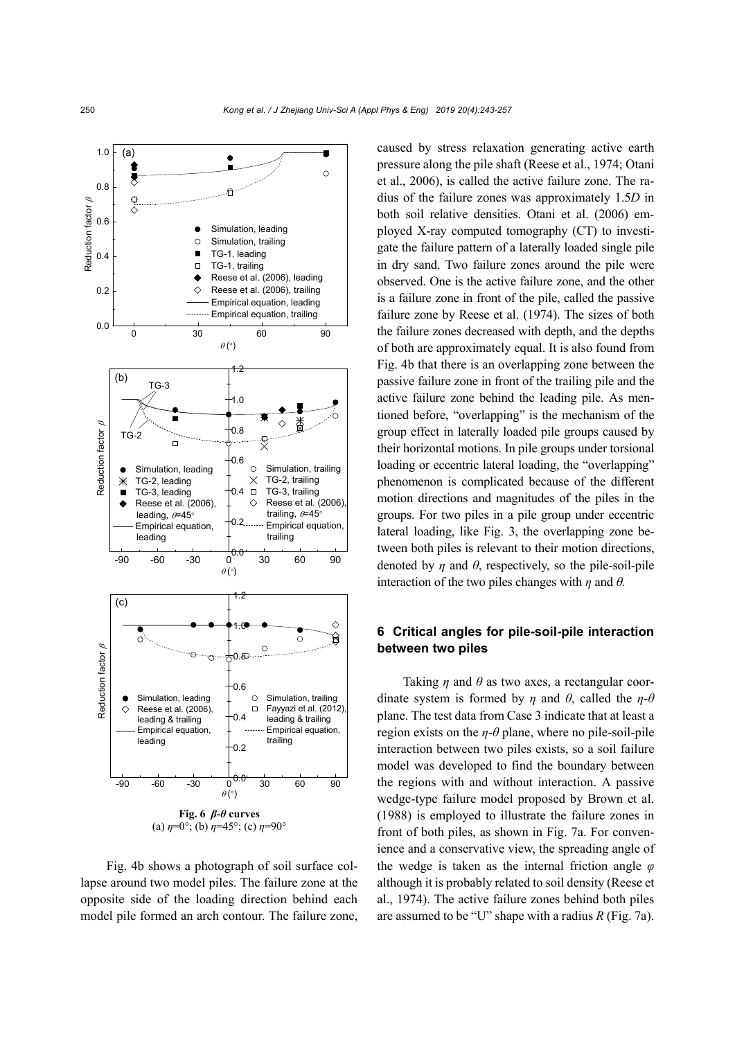**Fig. 6 $\beta$-$\theta$ curves**
(a) $\eta$=0°; (b) $\eta$=45°; (c) $\eta$=90°

Fig. 4b shows a photograph of soil surface collapse around two model piles. The failure zone at the opposite side of the loading direction behind each model pile formed an arch contour. The failure zone, caused by stress relaxation generating active earth pressure along the pile shaft (Reese et al., 1974; Otani et al., 2006), is called the active failure zone. The radius of the failure zones was approximately 1.5$D$ in both soil relative densities. Otani et al. (2006) employed X-ray computed tomography (CT) to investigate the failure pattern of a laterally loaded single pile in dry sand. Two failure zones around the pile were observed. One is the active failure zone, and the other is a failure zone in front of the pile, called the passive failure zone by Reese et al. (1974). The sizes of both the failure zones decreased with depth, and the depths of both are approximately equal. It is also found from Fig. 4b that there is an overlapping zone between the passive failure zone in front of the trailing pile and the active failure zone behind the leading pile. As mentioned before, "overlapping" is the mechanism of the group effect in laterally loaded pile groups caused by their horizontal motions. In pile groups under torsional loading or eccentric lateral loading, the "overlapping" phenomenon is complicated because of the different motion directions and magnitudes of the piles in the groups. For two piles in a pile group under eccentric lateral loading, like Fig. 3, the overlapping zone between both piles is relevant to their motion directions, denoted by $\eta$ and $\theta$, respectively, so the pile-soil-pile interaction of the two piles changes with $\eta$ and $\theta$.

## 6 Critical angles for pile-soil-pile interaction between two piles

Taking $\eta$ and $\theta$ as two axes, a rectangular coordinate system is formed by $\eta$ and $\theta$, called the $\eta$-$\theta$ plane. The test data from Case 3 indicate that at least a region exists on the $\eta$-$\theta$ plane, where no pile-soil-pile interaction between two piles exists, so a soil failure model was developed to find the boundary between the regions with and without interaction. A passive wedge-type failure model proposed by Brown et al. (1988) is employed to illustrate the failure zones in front of both piles, as shown in Fig. 7a. For convenience and a conservative view, the spreading angle of the wedge is taken as the internal friction angle $\varphi$ although it is probably related to soil density (Reese et al., 1974). The active failure zones behind both piles are assumed to be "U" shape with a radius $R$ (Fig. 7a).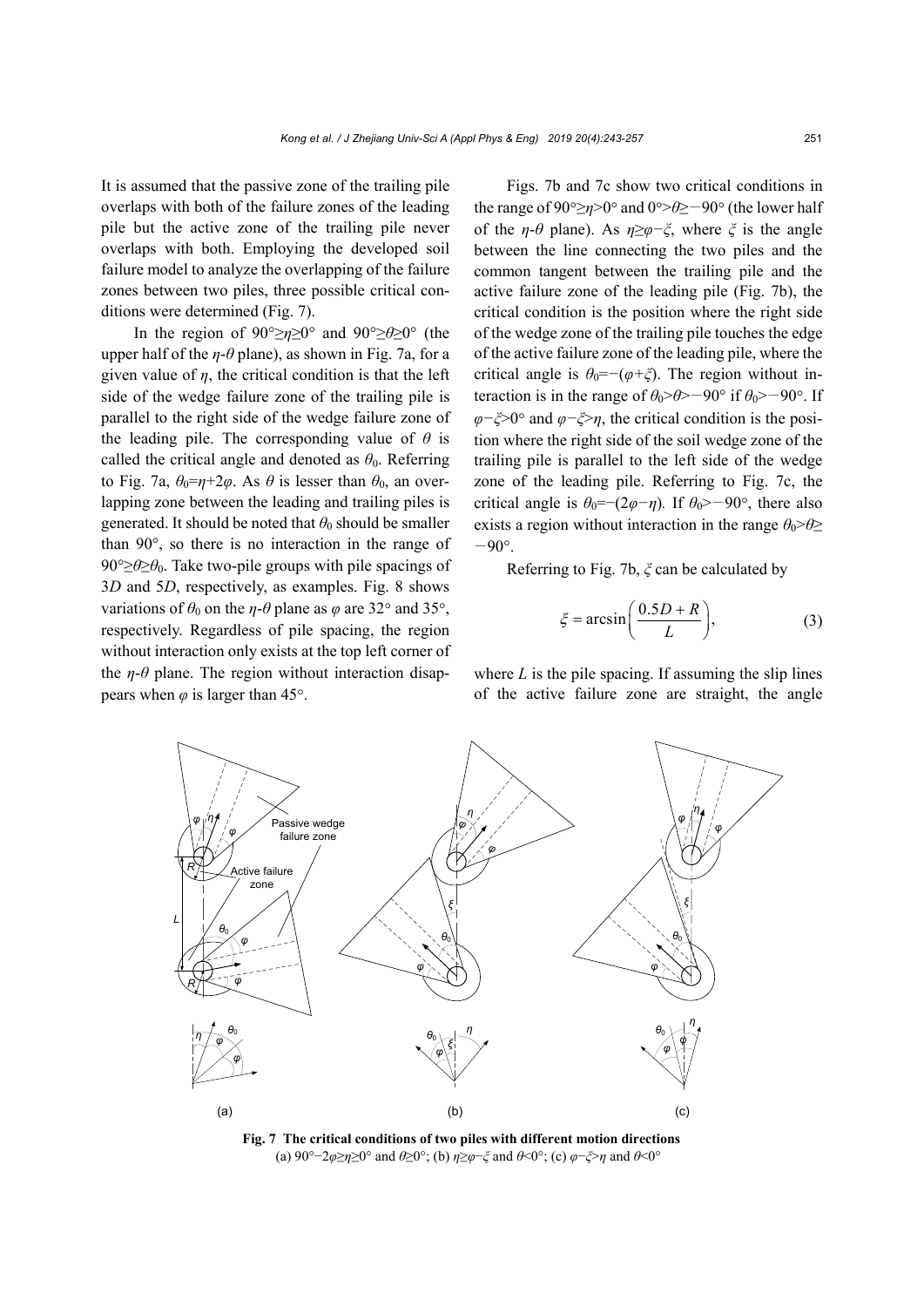It is assumed that the passive zone of the trailing pile overlaps with both of the failure zones of the leading pile but the active zone of the trailing pile never overlaps with both. Employing the developed soil failure model to analyze the overlapping of the failure zones between two piles, three possible critical conditions were determined (Fig. 7).

In the region of $90°≥η≥0°$ and $90°≥θ≥0°$ (the upper half of the $η$-$θ$ plane), as shown in Fig. 7a, for a given value of $η$, the critical condition is that the left side of the wedge failure zone of the trailing pile is parallel to the right side of the wedge failure zone of the leading pile. The corresponding value of $θ$ is called the critical angle and denoted as $θ_0$. Referring to Fig. 7a, $θ_0=η+2φ$. As $θ$ is lesser than $θ_0$, an overlapping zone between the leading and trailing piles is generated. It should be noted that $θ_0$ should be smaller than 90°, so there is no interaction in the range of $90°≥θ≥θ_0$. Take two-pile groups with pile spacings of 3$D$ and 5$D$, respectively, as examples. Fig. 8 shows variations of $θ_0$ on the $η$-$θ$ plane as $φ$ are 32° and 35°, respectively. Regardless of pile spacing, the region without interaction only exists at the top left corner of the $η$-$θ$ plane. The region without interaction disappears when $φ$ is larger than 45°.

Figs. 7b and 7c show two critical conditions in the range of $90°≥η>0°$ and $0°>θ≥−90°$ (the lower half of the $η$-$θ$ plane). As $η≥φ−ξ$, where $ξ$ is the angle between the line connecting the two piles and the common tangent between the trailing pile and the active failure zone of the leading pile (Fig. 7b), the critical condition is the position where the right side of the wedge zone of the trailing pile touches the edge of the active failure zone of the leading pile, where the critical angle is $θ_0=−(φ+ξ)$. The region without interaction is in the range of $θ_0>θ>−90°$ if $θ_0>−90°$. If $φ−ξ>0°$ and $φ−ξ>η$, the critical condition is the position where the right side of the soil wedge zone of the trailing pile is parallel to the left side of the wedge zone of the leading pile. Referring to Fig. 7c, the critical angle is $θ_0=−(2φ−η)$. If $θ_0>−90°$, there also exists a region without interaction in the range $θ_0>θ≥−90°$.

Referring to Fig. 7b, $ξ$ can be calculated by

$$ξ = \arcsin\left(\frac{0.5D + R}{L}\right), \tag{3}$$

where $L$ is the pile spacing. If assuming the slip lines of the active failure zone are straight, the angle

**Fig. 7 The critical conditions of two piles with different motion directions**
(a) $90°−2φ≥η≥0°$ and $θ≥0°$; (b) $η≥φ−ξ$ and $θ<0°$; (c) $φ−ξ>η$ and $θ<0°$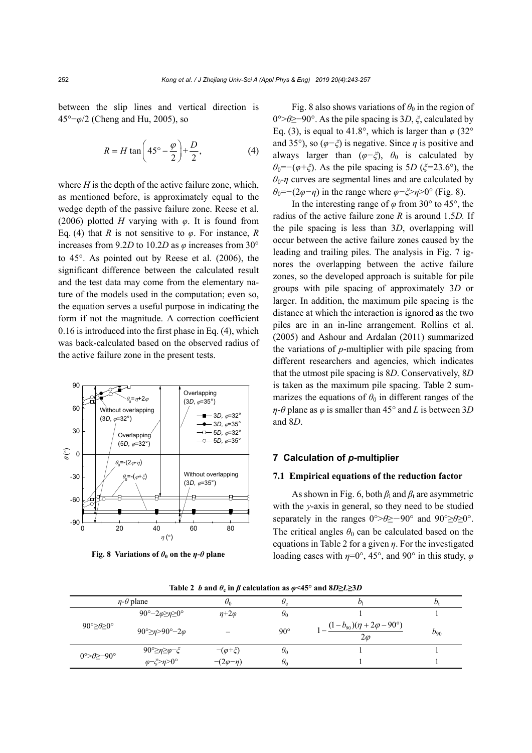between the slip lines and vertical direction is $45°−\varphi/2$ (Cheng and Hu, 2005), so

$$R = H\tan\left(45° - \frac{\varphi}{2}\right) + \frac{D}{2}, \tag{4}$$

where $H$ is the depth of the active failure zone, which, as mentioned before, is approximately equal to the wedge depth of the passive failure zone. Reese et al. (2006) plotted $H$ varying with $\varphi$. It is found from Eq. (4) that $R$ is not sensitive to $\varphi$. For instance, $R$ increases from 9.2$D$ to 10.2$D$ as $\varphi$ increases from 30° to 45°. As pointed out by Reese et al. (2006), the significant difference between the calculated result and the test data may come from the elementary nature of the models used in the computation; even so, the equation serves a useful purpose in indicating the form if not the magnitude. A correction coefficient 0.16 is introduced into the first phase in Eq. (4), which was back-calculated based on the observed radius of the active failure zone in the present tests.

**Fig. 8 Variations of $\theta_0$ on the $\eta$-$\theta$ plane**

Fig. 8 also shows variations of $\theta_0$ in the region of $0°>\theta\geq-90°$. As the pile spacing is 3$D$, $\xi$, calculated by Eq. (3), is equal to 41.8°, which is larger than $\varphi$ (32° and 35°), so ($\varphi-\xi$) is negative. Since $\eta$ is positive and always larger than ($\varphi-\xi$), $\theta_0$ is calculated by $\theta_0=-(\varphi+\xi)$. As the pile spacing is 5$D$ ($\xi$=23.6°), the $\theta_0$-$\eta$ curves are segmental lines and are calculated by $\theta_0=-(2\varphi-\eta)$ in the range where $\varphi-\xi>\eta>0°$ (Fig. 8).

In the interesting range of $\varphi$ from 30° to 45°, the radius of the active failure zone $R$ is around 1.5$D$. If the pile spacing is less than 3$D$, overlapping will occur between the active failure zones caused by the leading and trailing piles. The analysis in Fig. 7 ignores the overlapping between the active failure zones, so the developed approach is suitable for pile groups with pile spacing of approximately 3$D$ or larger. In addition, the maximum pile spacing is the distance at which the interaction is ignored as the two piles are in an in-line arrangement. Rollins et al. (2005) and Ashour and Ardalan (2011) summarized the variations of $p$-multiplier with pile spacing from different researchers and agencies, which indicates that the utmost pile spacing is 8$D$. Conservatively, 8$D$ is taken as the maximum pile spacing. Table 2 summarizes the equations of $\theta_0$ in different ranges of the $\eta$-$\theta$ plane as $\varphi$ is smaller than 45° and $L$ is between 3$D$ and 8$D$.

## 7 Calculation of *p*-multiplier

### 7.1 Empirical equations of the reduction factor

As shown in Fig. 6, both $\beta_l$ and $\beta_t$ are asymmetric with the $y$-axis in general, so they need to be studied separately in the ranges $0°>\theta\geq-90°$ and $90°\geq\theta\geq0°$. The critical angles $\theta_0$ can be calculated based on the equations in Table 2 for a given $\eta$. For the investigated loading cases with $\eta$=0°, 45°, and 90° in this study, $\varphi$

**Table 2 $b$ and $\theta_c$ in $\beta$ calculation as $\varphi$<45° and 8$D\geq L\geq$3$D$**

| $\eta$-$\theta$ plane | | $\theta_0$ | $\theta_c$ | $b_l$ | $b_t$ |
|---|---|---|---|---|---|
| $90°\geq\theta\geq0°$ | $90°-2\varphi\geq\eta\geq0°$ | $\eta+2\varphi$ | $\theta_0$ | 1 | 1 |
| | $90°\geq\eta>90°-2\varphi$ | – | 90° | $1-\dfrac{(1-b_{90})(\eta+2\varphi-90°)}{2\varphi}$ | $b_{90}$ |
| $0°>\theta\geq-90°$ | $90°\geq\eta\geq\varphi-\xi$ | $-(\varphi+\xi)$ | $\theta_0$ | 1 | 1 |
| | $\varphi-\xi>\eta>0°$ | $-(2\varphi-\eta)$ | $\theta_0$ | 1 | 1 |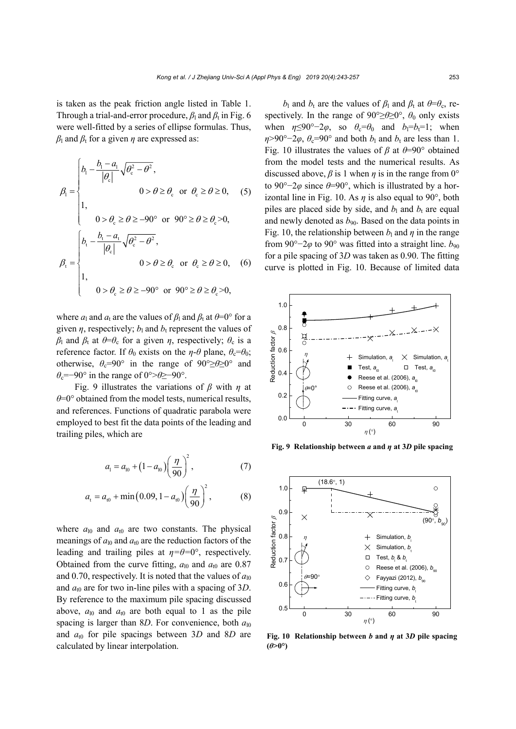is taken as the peak friction angle listed in Table 1. Through a trial-and-error procedure, $\beta_l$ and $\beta_t$ in Fig. 6 were well-fitted by a series of ellipse formulas. Thus, $\beta_l$ and $\beta_t$ for a given $\eta$ are expressed as:

$$\beta_l = \begin{cases} b_l - \dfrac{b_l - a_l}{|\theta_c|}\sqrt{\theta_c^2 - \theta^2}, & 0 > \theta \geq \theta_c \ \text{ or } \ \theta_c \geq \theta \geq 0, \\ 1, & 0 > \theta_c \geq \theta \geq -90° \ \text{ or } \ 90° \geq \theta \geq \theta_c > 0, \end{cases} \tag{5}$$

$$\beta_t = \begin{cases} b_t - \dfrac{b_t - a_t}{|\theta_c|}\sqrt{\theta_c^2 - \theta^2}, & 0 > \theta \geq \theta_c \ \text{ or } \ \theta_c \geq \theta \geq 0, \\ 1, & 0 > \theta_c \geq \theta \geq -90° \ \text{ or } \ 90° \geq \theta \geq \theta_c > 0, \end{cases} \tag{6}$$

where $a_l$ and $a_t$ are the values of $\beta_l$ and $\beta_t$ at $\theta$=0° for a given $\eta$, respectively; $b_l$ and $b_t$ represent the values of $\beta_l$ and $\beta_t$ at $\theta=\theta_c$ for a given $\eta$, respectively; $\theta_c$ is a reference factor. If $\theta_0$ exists on the $\eta$-$\theta$ plane, $\theta_c=\theta_0$; otherwise, $\theta_c$=90° in the range of 90°≥$\theta$≥0° and $\theta_c$=−90° in the range of 0°>$\theta$≥−90°.

Fig. 9 illustrates the variations of $\beta$ with $\eta$ at $\theta$=0° obtained from the model tests, numerical results, and references. Functions of quadratic parabola were employed to best fit the data points of the leading and trailing piles, which are

$$a_l = a_{l0} + \left(1 - a_{l0}\right)\left(\frac{\eta}{90}\right)^2, \tag{7}$$

$$a_t = a_{t0} + \min\left(0.09, 1 - a_{t0}\right)\left(\frac{\eta}{90}\right)^2, \tag{8}$$

where $a_{l0}$ and $a_{t0}$ are two constants. The physical meanings of $a_{l0}$ and $a_{t0}$ are the reduction factors of the leading and trailing piles at $\eta=\theta$=0°, respectively. Obtained from the curve fitting, $a_{l0}$ and $a_{t0}$ are 0.87 and 0.70, respectively. It is noted that the values of $a_{l0}$ and $a_{t0}$ are for two in-line piles with a spacing of 3$D$. By reference to the maximum pile spacing discussed above, $a_{l0}$ and $a_{t0}$ are both equal to 1 as the pile spacing is larger than 8$D$. For convenience, both $a_{l0}$ and $a_{t0}$ for pile spacings between 3$D$ and 8$D$ are calculated by linear interpolation.

$b_l$ and $b_t$ are the values of $\beta_l$ and $\beta_t$ at $\theta=\theta_c$, respectively. In the range of 90°≥$\theta$≥0°, $\theta_0$ only exists when $\eta$≤90°−2$\varphi$, so $\theta_c=\theta_0$ and $b_l=b_t$=1; when $\eta$>90°−2$\varphi$, $\theta_c$=90° and both $b_l$ and $b_t$ are less than 1. Fig. 10 illustrates the values of $\beta$ at $\theta$=90° obtained from the model tests and the numerical results. As discussed above, $\beta$ is 1 when $\eta$ is in the range from 0° to 90°−2$\varphi$ since $\theta$=90°, which is illustrated by a horizontal line in Fig. 10. As $\eta$ is also equal to 90°, both piles are placed side by side, and $b_l$ and $b_t$ are equal and newly denoted as $b_{90}$. Based on the data points in Fig. 10, the relationship between $b_l$ and $\eta$ in the range from 90°−2$\varphi$ to 90° was fitted into a straight line. $b_{90}$ for a pile spacing of 3$D$ was taken as 0.90. The fitting curve is plotted in Fig. 10. Because of limited data

**Fig. 9 Relationship between $a$ and $\eta$ at 3$D$ pile spacing**

**Fig. 10 Relationship between $b$ and $\eta$ at 3$D$ pile spacing ($\theta$>0°)**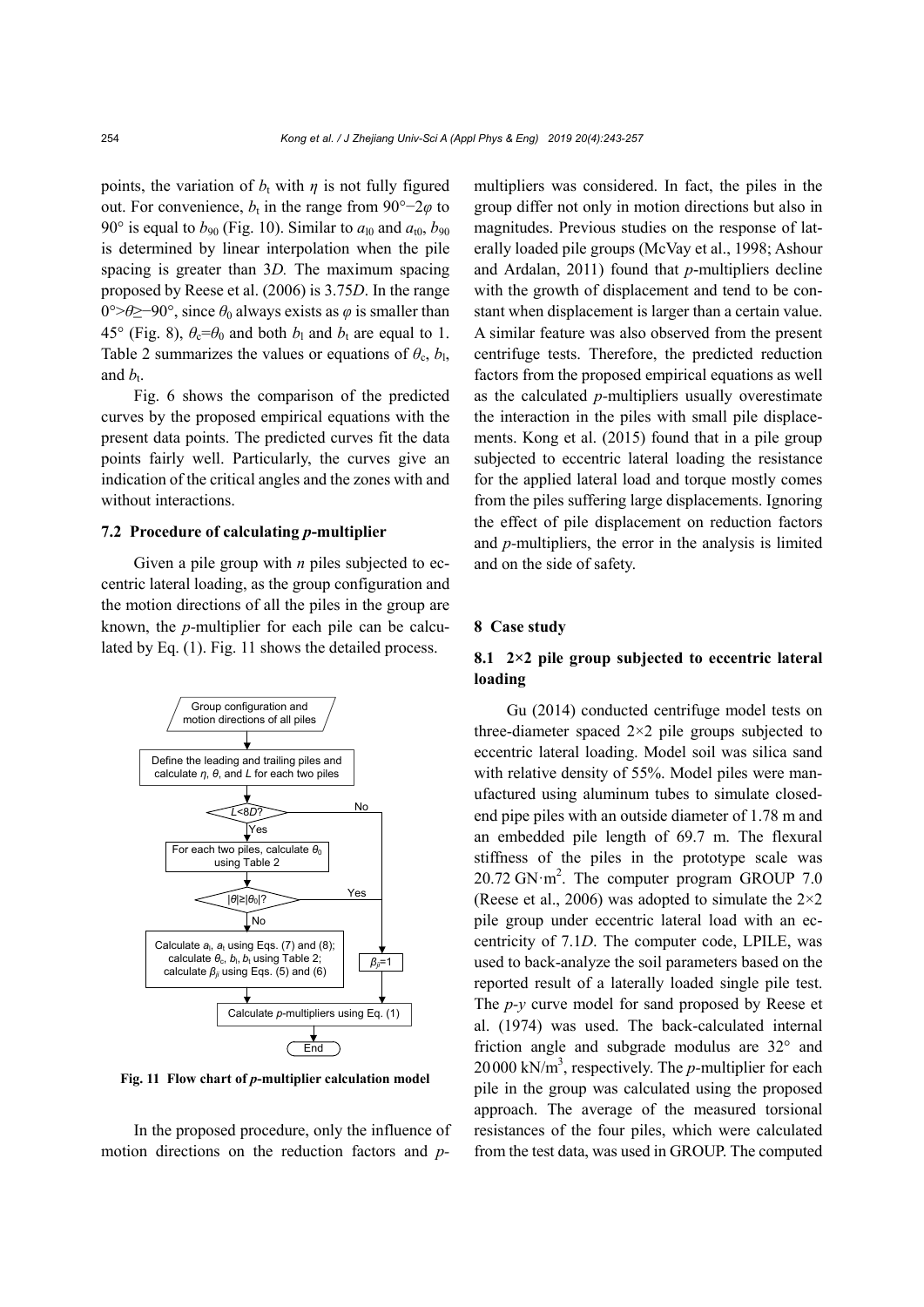points, the variation of $b_t$ with $\eta$ is not fully figured out. For convenience, $b_t$ in the range from $90°-2\varphi$ to $90°$ is equal to $b_{90}$ (Fig. 10). Similar to $a_{l0}$ and $a_{t0}$, $b_{90}$ is determined by linear interpolation when the pile spacing is greater than 3$D$. The maximum spacing proposed by Reese et al. (2006) is 3.75$D$. In the range $0°>\theta\geq-90°$, since $\theta_0$ always exists as $\varphi$ is smaller than $45°$ (Fig. 8), $\theta_c=\theta_0$ and both $b_l$ and $b_t$ are equal to 1. Table 2 summarizes the values or equations of $\theta_c$, $b_l$, and $b_t$.

Fig. 6 shows the comparison of the predicted curves by the proposed empirical equations with the present data points. The predicted curves fit the data points fairly well. Particularly, the curves give an indication of the critical angles and the zones with and without interactions.

### 7.2 Procedure of calculating *p*-multiplier

Given a pile group with $n$ piles subjected to eccentric lateral loading, as the group configuration and the motion directions of all the piles in the group are known, the *p*-multiplier for each pile can be calculated by Eq. (1). Fig. 11 shows the detailed process.

Group configuration and motion directions of all piles → Define the leading and trailing piles and calculate $\eta$, $\theta$, and $L$ for each two piles → $L<8D$? (No → $\beta_{ji}=1$) Yes → For each two piles, calculate $\theta_0$ using Table 2 → $|\theta|\geq|\theta_0|$? (Yes → $\beta_{ji}=1$) No → Calculate $a_l$, $a_t$ using Eqs. (7) and (8); calculate $\theta_c$, $b_l$, $b_t$ using Table 2; calculate $\beta_{ji}$ using Eqs. (5) and (6) → Calculate *p*-multipliers using Eq. (1) → End

**Fig. 11 Flow chart of *p*-multiplier calculation model**

In the proposed procedure, only the influence of motion directions on the reduction factors and *p*-multipliers was considered. In fact, the piles in the group differ not only in motion directions but also in magnitudes. Previous studies on the response of laterally loaded pile groups (McVay et al., 1998; Ashour and Ardalan, 2011) found that *p*-multipliers decline with the growth of displacement and tend to be constant when displacement is larger than a certain value. A similar feature was also observed from the present centrifuge tests. Therefore, the predicted reduction factors from the proposed empirical equations as well as the calculated *p*-multipliers usually overestimate the interaction in the piles with small pile displacements. Kong et al. (2015) found that in a pile group subjected to eccentric lateral loading the resistance for the applied lateral load and torque mostly comes from the piles suffering large displacements. Ignoring the effect of pile displacement on reduction factors and *p*-multipliers, the error in the analysis is limited and on the side of safety.

## 8 Case study

### 8.1 2×2 pile group subjected to eccentric lateral loading

Gu (2014) conducted centrifuge model tests on three-diameter spaced 2×2 pile groups subjected to eccentric lateral loading. Model soil was silica sand with relative density of 55%. Model piles were manufactured using aluminum tubes to simulate closed-end pipe piles with an outside diameter of 1.78 m and an embedded pile length of 69.7 m. The flexural stiffness of the piles in the prototype scale was 20.72 GN·m$^2$. The computer program GROUP 7.0 (Reese et al., 2006) was adopted to simulate the 2×2 pile group under eccentric lateral load with an eccentricity of 7.1$D$. The computer code, LPILE, was used to back-analyze the soil parameters based on the reported result of a laterally loaded single pile test. The *p*-*y* curve model for sand proposed by Reese et al. (1974) was used. The back-calculated internal friction angle and subgrade modulus are 32° and 20000 kN/m$^3$, respectively. The *p*-multiplier for each pile in the group was calculated using the proposed approach. The average of the measured torsional resistances of the four piles, which were calculated from the test data, was used in GROUP. The computed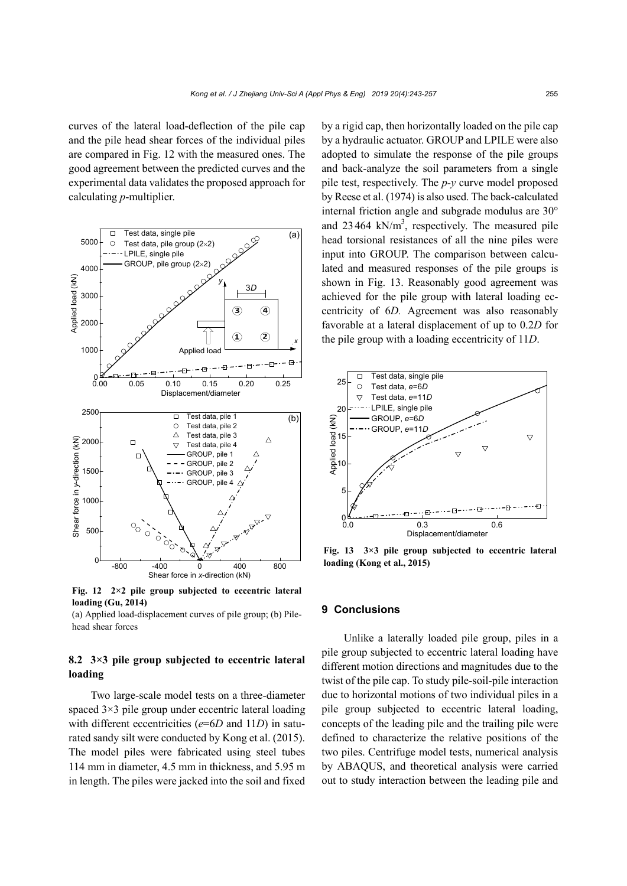curves of the lateral load-deflection of the pile cap and the pile head shear forces of the individual piles are compared in Fig. 12 with the measured ones. The good agreement between the predicted curves and the experimental data validates the proposed approach for calculating *p*-multiplier.

**Fig. 12 2×2 pile group subjected to eccentric lateral loading (Gu, 2014)**

(a) Applied load-displacement curves of pile group; (b) Pile-head shear forces

### 8.2 3×3 pile group subjected to eccentric lateral loading

Two large-scale model tests on a three-diameter spaced 3×3 pile group under eccentric lateral loading with different eccentricities ($e$=6$D$ and 11$D$) in saturated sandy silt were conducted by Kong et al. (2015). The model piles were fabricated using steel tubes 114 mm in diameter, 4.5 mm in thickness, and 5.95 m in length. The piles were jacked into the soil and fixed by a rigid cap, then horizontally loaded on the pile cap by a hydraulic actuator. GROUP and LPILE were also adopted to simulate the response of the pile groups and back-analyze the soil parameters from a single pile test, respectively. The *p*-*y* curve model proposed by Reese et al. (1974) is also used. The back-calculated internal friction angle and subgrade modulus are 30° and 23464 kN/m$^3$, respectively. The measured pile head torsional resistances of all the nine piles were input into GROUP. The comparison between calculated and measured responses of the pile groups is shown in Fig. 13. Reasonably good agreement was achieved for the pile group with lateral loading eccentricity of 6$D$. Agreement was also reasonably favorable at a lateral displacement of up to 0.2$D$ for the pile group with a loading eccentricity of 11$D$.

**Fig. 13 3×3 pile group subjected to eccentric lateral loading (Kong et al., 2015)**

## 9 Conclusions

Unlike a laterally loaded pile group, piles in a pile group subjected to eccentric lateral loading have different motion directions and magnitudes due to the twist of the pile cap. To study pile-soil-pile interaction due to horizontal motions of two individual piles in a pile group subjected to eccentric lateral loading, concepts of the leading pile and the trailing pile were defined to characterize the relative positions of the two piles. Centrifuge model tests, numerical analysis by ABAQUS, and theoretical analysis were carried out to study interaction between the leading pile and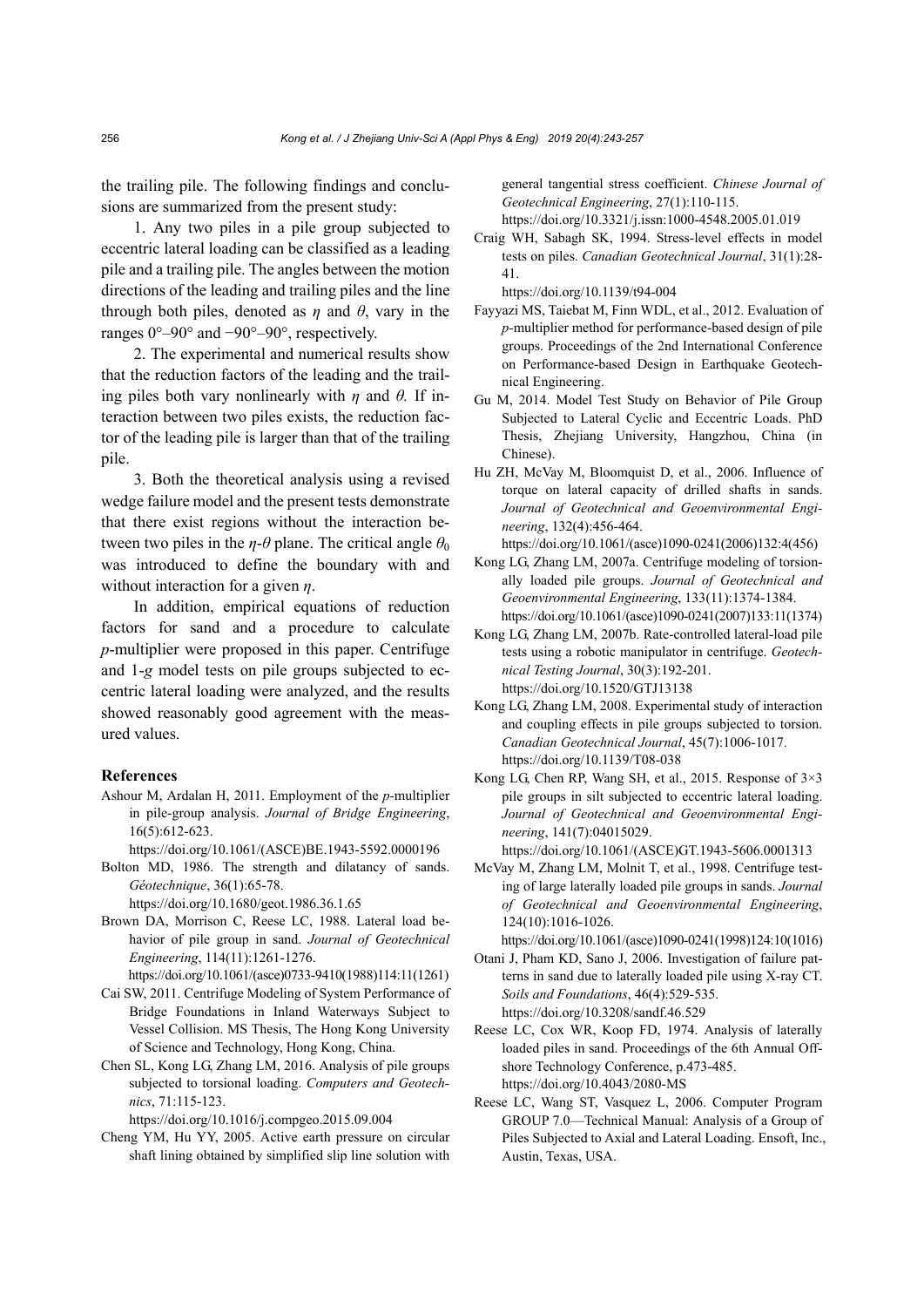the trailing pile. The following findings and conclusions are summarized from the present study:

1. Any two piles in a pile group subjected to eccentric lateral loading can be classified as a leading pile and a trailing pile. The angles between the motion directions of the leading and trailing piles and the line through both piles, denoted as $\eta$ and $\theta$, vary in the ranges 0°–90° and −90°–90°, respectively.

2. The experimental and numerical results show that the reduction factors of the leading and the trailing piles both vary nonlinearly with $\eta$ and $\theta$. If interaction between two piles exists, the reduction factor of the leading pile is larger than that of the trailing pile.

3. Both the theoretical analysis using a revised wedge failure model and the present tests demonstrate that there exist regions without the interaction between two piles in the $\eta$-$\theta$ plane. The critical angle $\theta_0$ was introduced to define the boundary with and without interaction for a given $\eta$.

In addition, empirical equations of reduction factors for sand and a procedure to calculate $p$-multiplier were proposed in this paper. Centrifuge and 1-$g$ model tests on pile groups subjected to eccentric lateral loading were analyzed, and the results showed reasonably good agreement with the measured values.

## References

Ashour M, Ardalan H, 2011. Employment of the *p*-multiplier in pile-group analysis. *Journal of Bridge Engineering*, 16(5):612-623.
https://doi.org/10.1061/(ASCE)BE.1943-5592.0000196

Bolton MD, 1986. The strength and dilatancy of sands. *Géotechnique*, 36(1):65-78.
https://doi.org/10.1680/geot.1986.36.1.65

Brown DA, Morrison C, Reese LC, 1988. Lateral load behavior of pile group in sand. *Journal of Geotechnical Engineering*, 114(11):1261-1276.
https://doi.org/10.1061/(asce)0733-9410(1988)114:11(1261)

Cai SW, 2011. Centrifuge Modeling of System Performance of Bridge Foundations in Inland Waterways Subject to Vessel Collision. MS Thesis, The Hong Kong University of Science and Technology, Hong Kong, China.

Chen SL, Kong LG, Zhang LM, 2016. Analysis of pile groups subjected to torsional loading. *Computers and Geotechnics*, 71:115-123.
https://doi.org/10.1016/j.compgeo.2015.09.004

Cheng YM, Hu YY, 2005. Active earth pressure on circular shaft lining obtained by simplified slip line solution with general tangential stress coefficient. *Chinese Journal of Geotechnical Engineering*, 27(1):110-115.
https://doi.org/10.3321/j.issn:1000-4548.2005.01.019

Craig WH, Sabagh SK, 1994. Stress-level effects in model tests on piles. *Canadian Geotechnical Journal*, 31(1):28-41.
https://doi.org/10.1139/t94-004

Fayyazi MS, Taiebat M, Finn WDL, et al., 2012. Evaluation of *p*-multiplier method for performance-based design of pile groups. Proceedings of the 2nd International Conference on Performance-based Design in Earthquake Geotechnical Engineering.

Gu M, 2014. Model Test Study on Behavior of Pile Group Subjected to Lateral Cyclic and Eccentric Loads. PhD Thesis, Zhejiang University, Hangzhou, China (in Chinese).

Hu ZH, McVay M, Bloomquist D, et al., 2006. Influence of torque on lateral capacity of drilled shafts in sands. *Journal of Geotechnical and Geoenvironmental Engineering*, 132(4):456-464.
https://doi.org/10.1061/(asce)1090-0241(2006)132:4(456)

Kong LG, Zhang LM, 2007a. Centrifuge modeling of torsionally loaded pile groups. *Journal of Geotechnical and Geoenvironmental Engineering*, 133(11):1374-1384.
https://doi.org/10.1061/(asce)1090-0241(2007)133:11(1374)

Kong LG, Zhang LM, 2007b. Rate-controlled lateral-load pile tests using a robotic manipulator in centrifuge. *Geotechnical Testing Journal*, 30(3):192-201.
https://doi.org/10.1520/GTJ13138

Kong LG, Zhang LM, 2008. Experimental study of interaction and coupling effects in pile groups subjected to torsion. *Canadian Geotechnical Journal*, 45(7):1006-1017.
https://doi.org/10.1139/T08-038

Kong LG, Chen RP, Wang SH, et al., 2015. Response of 3×3 pile groups in silt subjected to eccentric lateral loading. *Journal of Geotechnical and Geoenvironmental Engineering*, 141(7):04015029.
https://doi.org/10.1061/(ASCE)GT.1943-5606.0001313

McVay M, Zhang LM, Molnit T, et al., 1998. Centrifuge testing of large laterally loaded pile groups in sands. *Journal of Geotechnical and Geoenvironmental Engineering*, 124(10):1016-1026.
https://doi.org/10.1061/(asce)1090-0241(1998)124:10(1016)

Otani J, Pham KD, Sano J, 2006. Investigation of failure patterns in sand due to laterally loaded pile using X-ray CT. *Soils and Foundations*, 46(4):529-535.
https://doi.org/10.3208/sandf.46.529

Reese LC, Cox WR, Koop FD, 1974. Analysis of laterally loaded piles in sand. Proceedings of the 6th Annual Offshore Technology Conference, p.473-485.
https://doi.org/10.4043/2080-MS

Reese LC, Wang ST, Vasquez L, 2006. Computer Program GROUP 7.0—Technical Manual: Analysis of a Group of Piles Subjected to Axial and Lateral Loading. Ensoft, Inc., Austin, Texas, USA.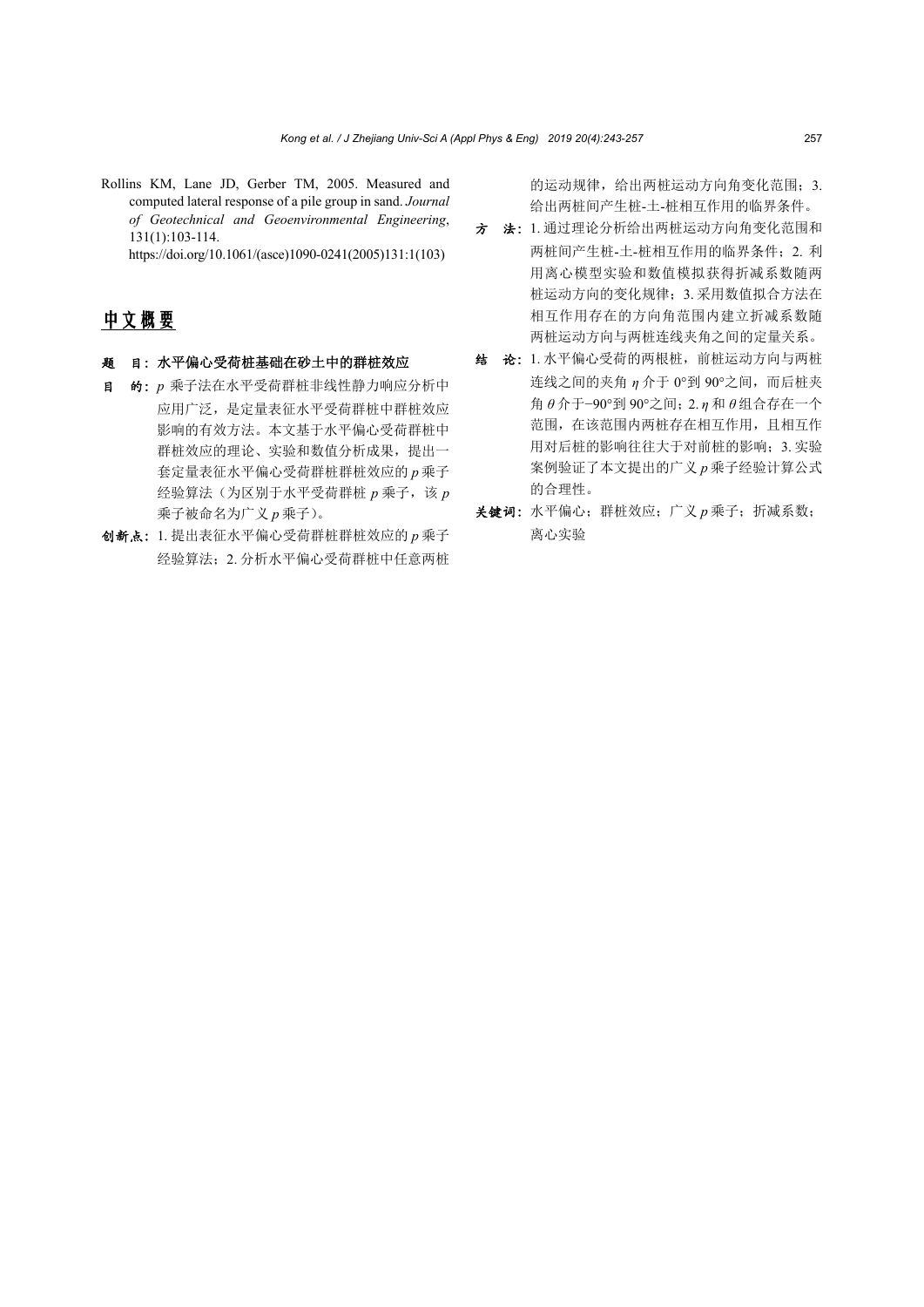Rollins KM, Lane JD, Gerber TM, 2005. Measured and computed lateral response of a pile group in sand. *Journal of Geotechnical and Geoenvironmental Engineering*, 131(1):103-114. https://doi.org/10.1061/(asce)1090-0241(2005)131:1(103)

## 中文概要

**题　目：水平偏心受荷桩基础在砂土中的群桩效应**

**目　的：** $p$ 乘子法在水平受荷群桩非线性静力响应分析中应用广泛，是定量表征水平受荷群桩中群桩效应影响的有效方法。本文基于水平偏心受荷群桩中群桩效应的理论、实验和数值分析成果，提出一套定量表征水平偏心受荷群桩群桩效应的 $p$ 乘子经验算法（为区别于水平受荷群桩 $p$ 乘子，该 $p$ 乘子被命名为广义 $p$ 乘子）。

**创新点：** 1. 提出表征水平偏心受荷群桩群桩效应的 $p$ 乘子经验算法；2. 分析水平偏心受荷群桩中任意两桩的运动规律，给出两桩运动方向角变化范围；3. 给出两桩间产生桩-土-桩相互作用的临界条件。

**方　法：** 1. 通过理论分析给出两桩运动方向角变化范围和两桩间产生桩-土-桩相互作用的临界条件；2. 利用离心模型实验和数值模拟获得折减系数随两桩运动方向的变化规律；3. 采用数值拟合方法在相互作用存在的方向角范围内建立折减系数随两桩运动方向与两桩连线夹角之间的定量关系。

**结　论：** 1. 水平偏心受荷的两根桩，前桩运动方向与两桩连线之间的夹角 $\eta$ 介于 0°到 90°之间，而后桩夹角 $\theta$ 介于−90°到 90°之间；2. $\eta$ 和 $\theta$ 组合存在一个范围，在该范围内两桩存在相互作用，且相互作用对后桩的影响往往大于对前桩的影响；3. 实验案例验证了本文提出的广义 $p$ 乘子经验计算公式的合理性。

**关键词：** 水平偏心；群桩效应；广义 $p$ 乘子；折减系数；离心实验